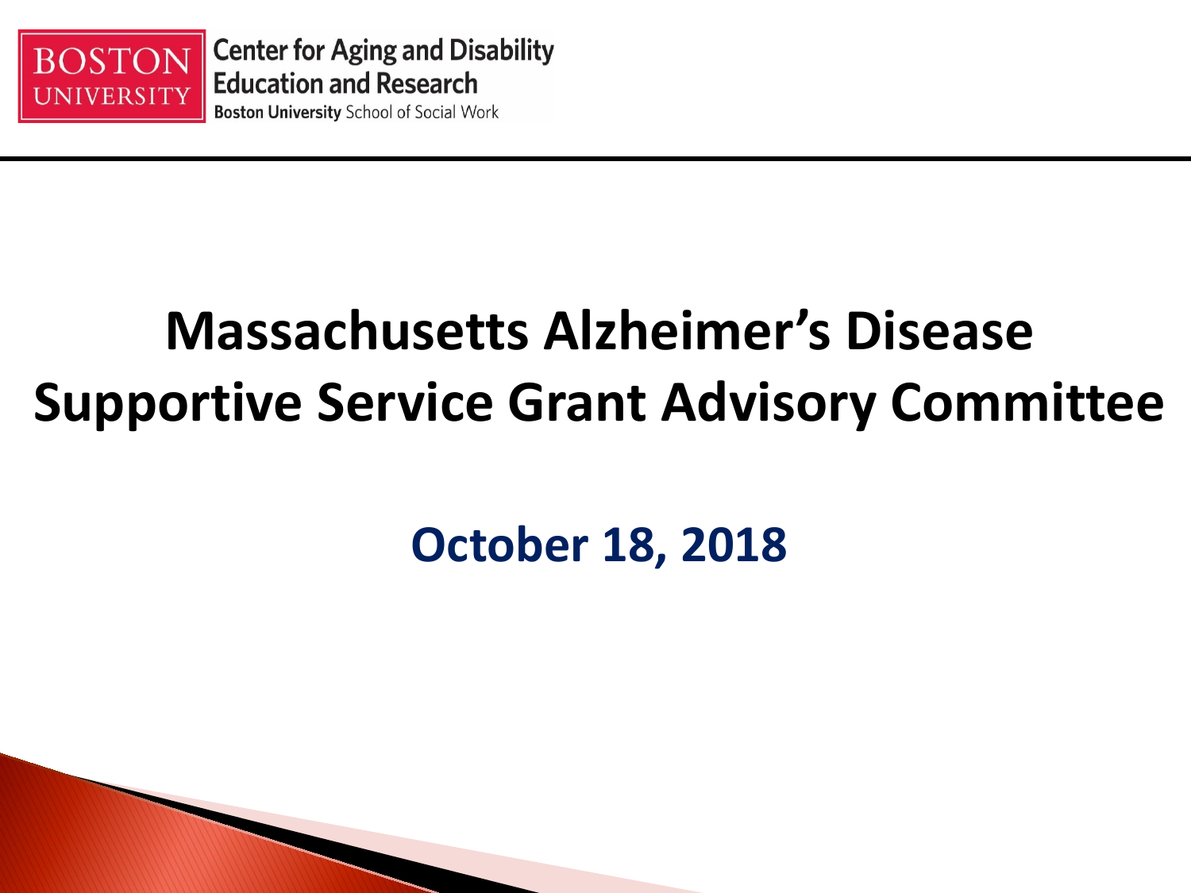BOSTON UNIVERSITY

Center for Aging and Disability Education and Research

Boston University School of Social Work

# Massachusetts Alzheimer's Disease Supportive Service Grant Advisory Committee

## October 18, 2018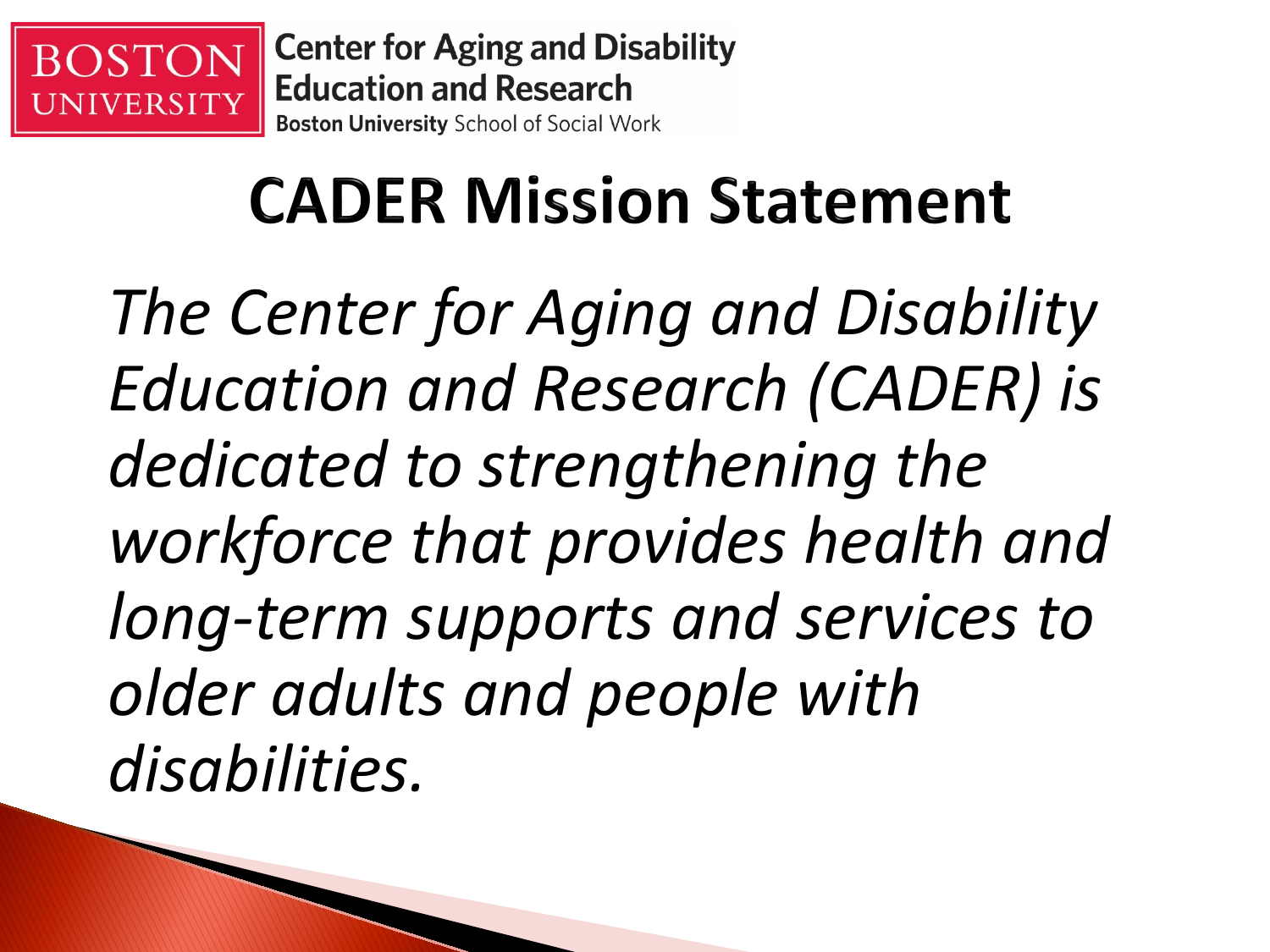Boston University

**Center for Aging and Disability Education and Research**

**Boston University** School of Social Work

# CADER Mission Statement

*The Center for Aging and Disability Education and Research (CADER) is dedicated to strengthening the workforce that provides health and long-term supports and services to older adults and people with disabilities.*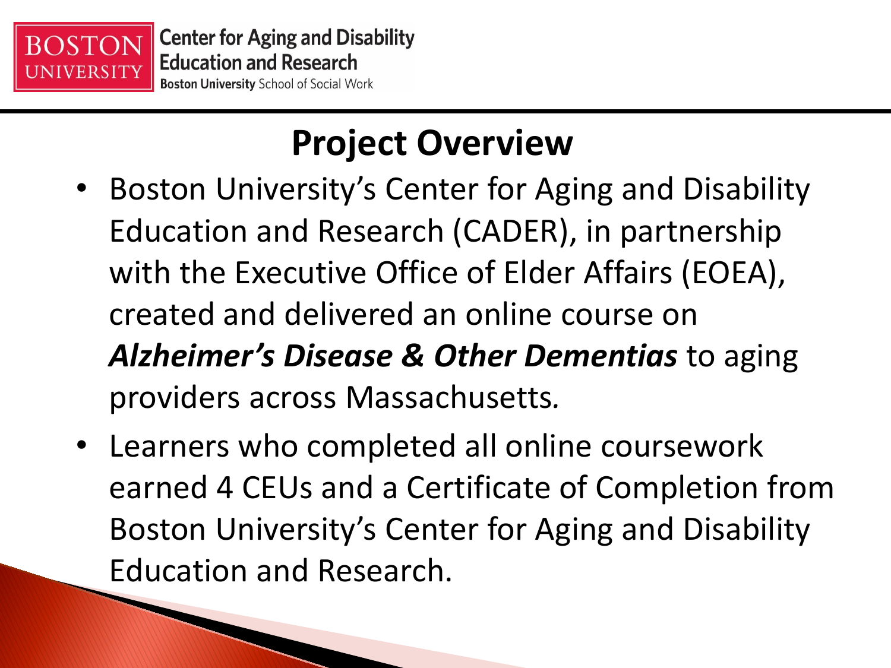# Project Overview

- Boston University's Center for Aging and Disability Education and Research (CADER), in partnership with the Executive Office of Elder Affairs (EOEA), created and delivered an online course on ***Alzheimer's Disease & Other Dementias*** to aging providers across Massachusetts.
- Learners who completed all online coursework earned 4 CEUs and a Certificate of Completion from Boston University's Center for Aging and Disability Education and Research.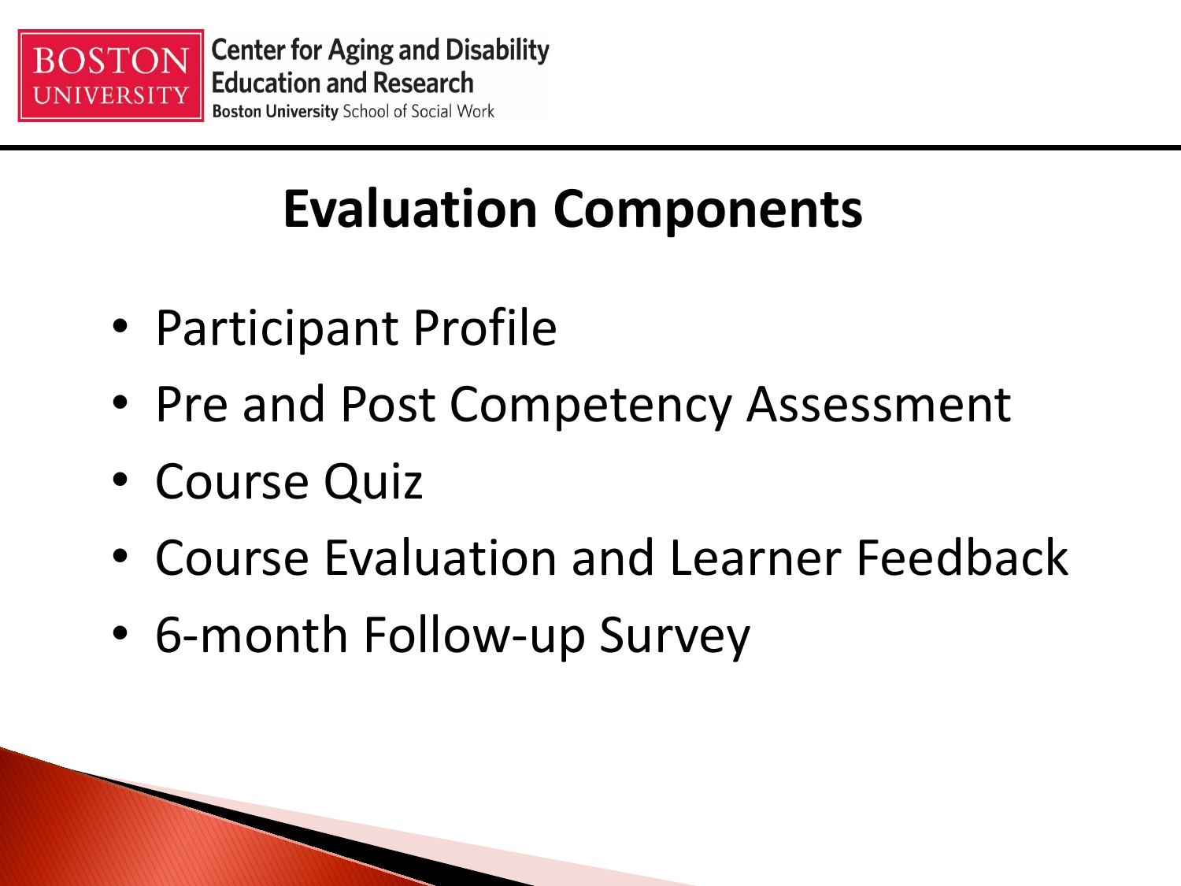# Evaluation Components

- Participant Profile
- Pre and Post Competency Assessment
- Course Quiz
- Course Evaluation and Learner Feedback
- 6-month Follow-up Survey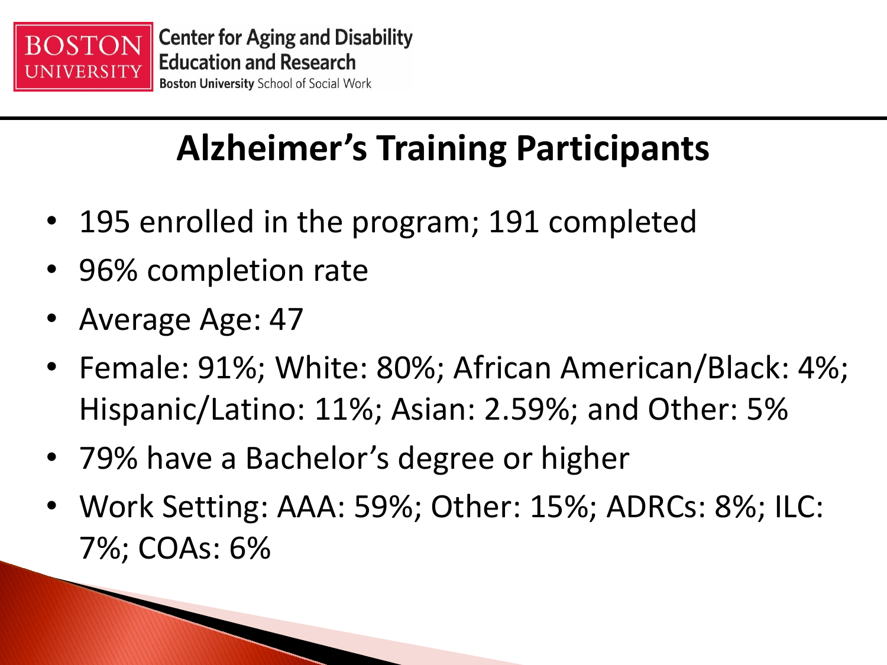# Alzheimer's Training Participants

- 195 enrolled in the program; 191 completed
- 96% completion rate
- Average Age: 47
- Female: 91%; White: 80%; African American/Black: 4%; Hispanic/Latino: 11%; Asian: 2.59%; and Other: 5%
- 79% have a Bachelor's degree or higher
- Work Setting: AAA: 59%; Other: 15%; ADRCs: 8%; ILC: 7%; COAs: 6%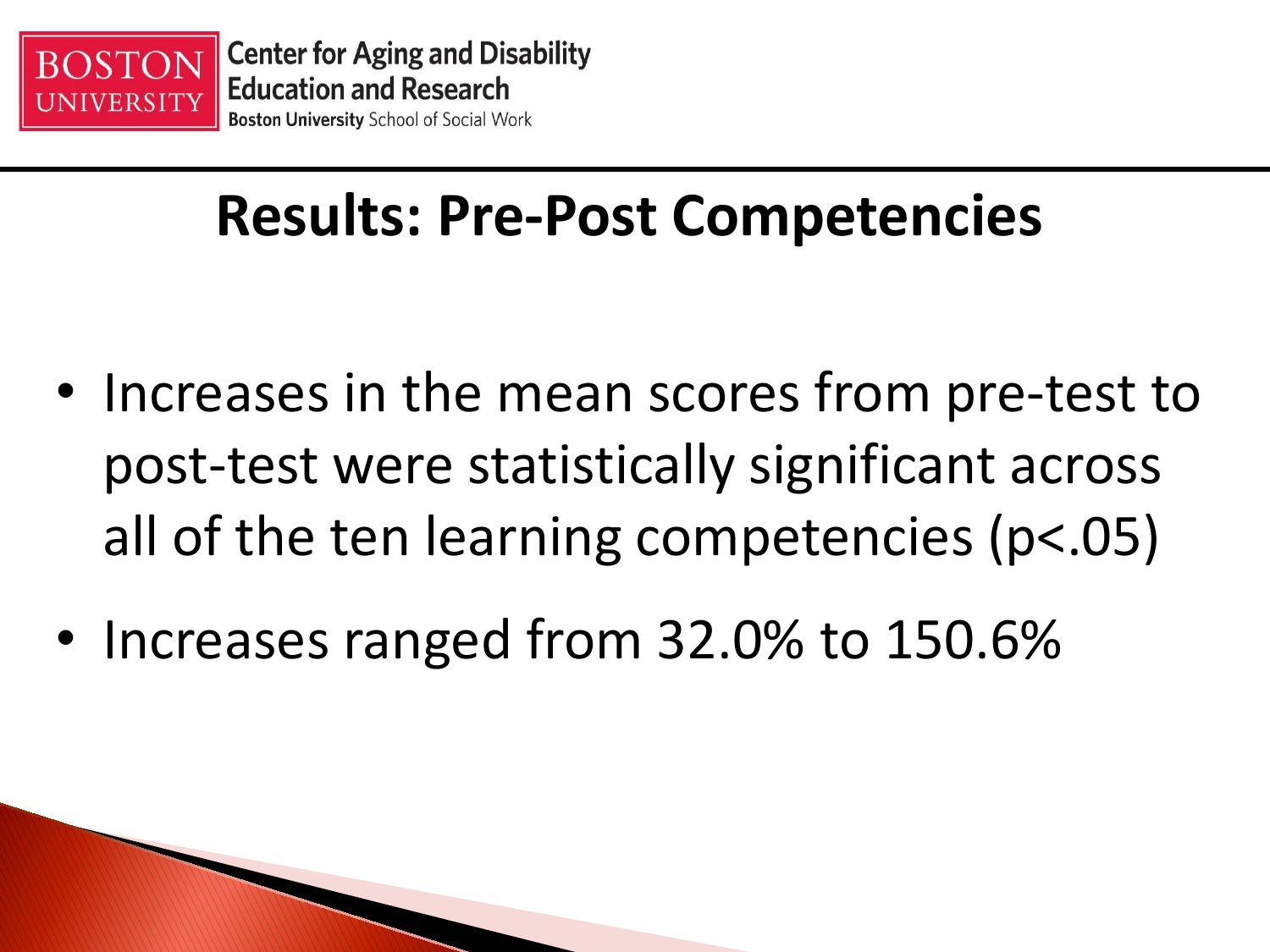# Results: Pre-Post Competencies

- Increases in the mean scores from pre-test to post-test were statistically significant across all of the ten learning competencies ($p<.05$)
- Increases ranged from 32.0% to 150.6%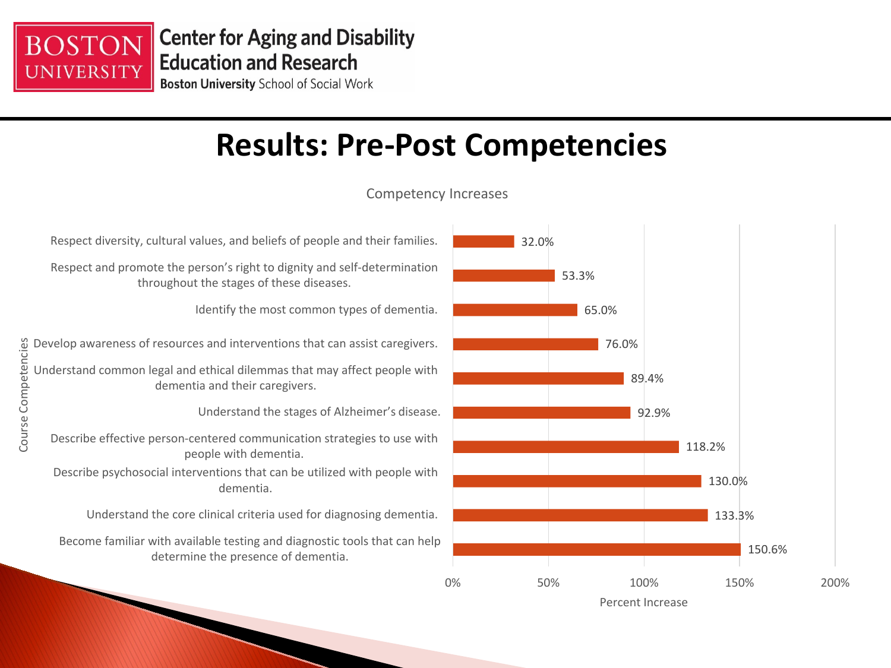# Results: Pre-Post Competencies

**Competency Increases**

| Course Competencies | Percent Increase |
| --- | --- |
| Respect diversity, cultural values, and beliefs of people and their families. | 32.0% |
| Respect and promote the person's right to dignity and self-determination throughout the stages of these diseases. | 53.3% |
| Identify the most common types of dementia. | 65.0% |
| Develop awareness of resources and interventions that can assist caregivers. | 76.0% |
| Understand common legal and ethical dilemmas that may affect people with dementia and their caregivers. | 89.4% |
| Understand the stages of Alzheimer's disease. | 92.9% |
| Describe effective person-centered communication strategies to use with people with dementia. | 118.2% |
| Describe psychosocial interventions that can be utilized with people with dementia. | 130.0% |
| Understand the core clinical criteria used for diagnosing dementia. | 133.3% |
| Become familiar with available testing and diagnostic tools that can help determine the presence of dementia. | 150.6% |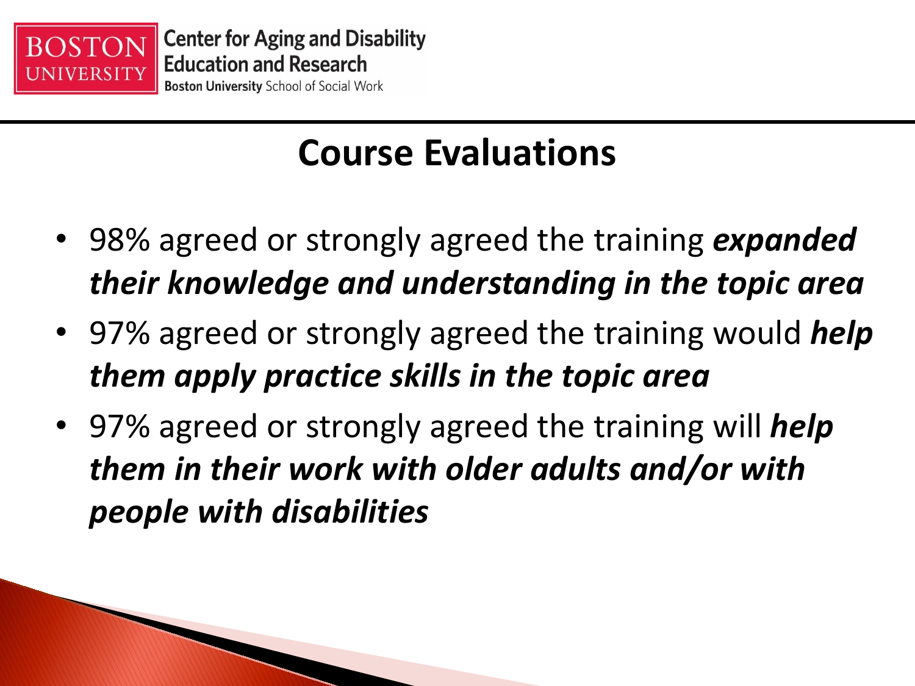# Course Evaluations

- 98% agreed or strongly agreed the training ***expanded their knowledge and understanding in the topic area***
- 97% agreed or strongly agreed the training would ***help them apply practice skills in the topic area***
- 97% agreed or strongly agreed the training will ***help them in their work with older adults and/or with people with disabilities***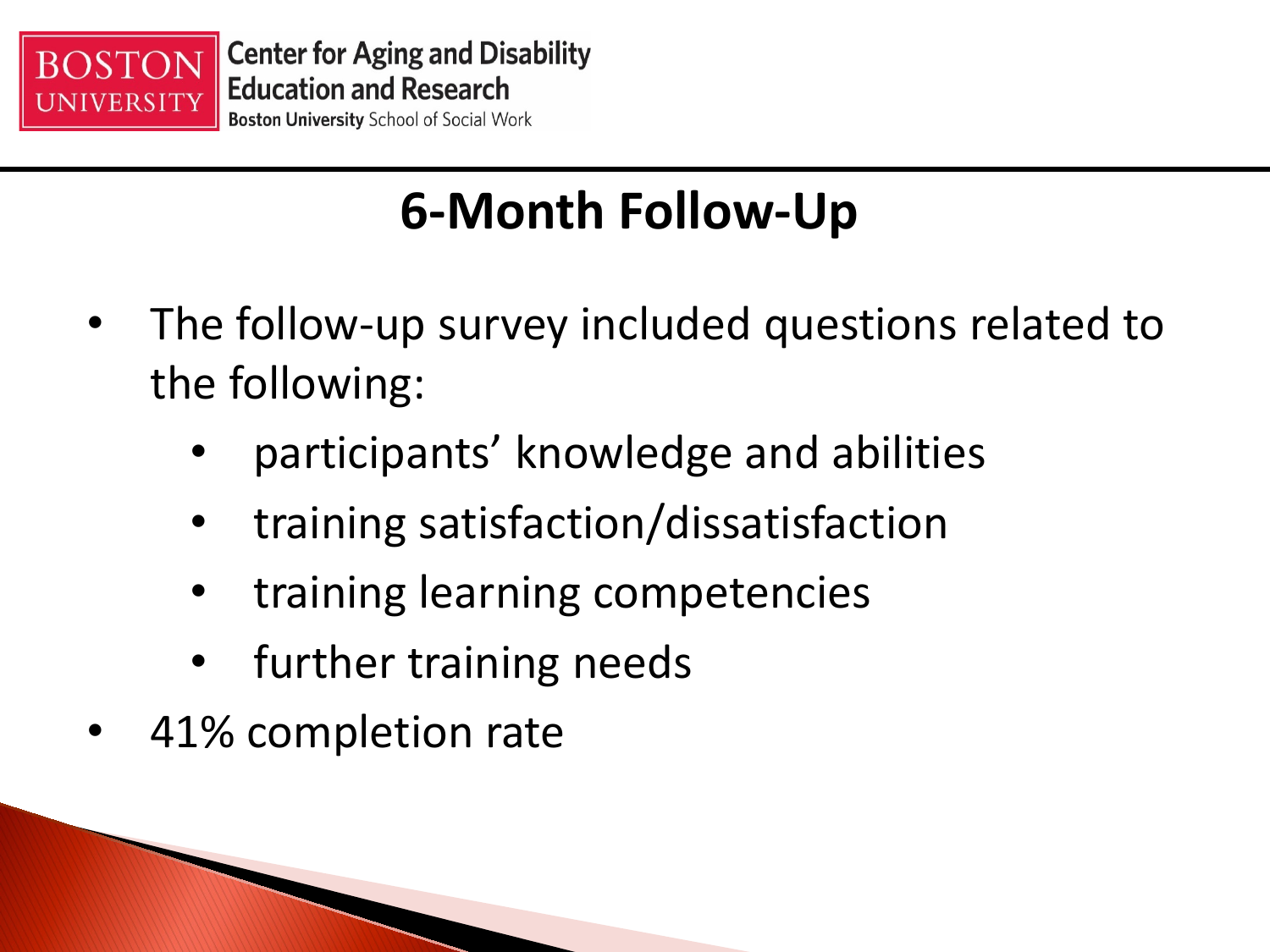# 6-Month Follow-Up

- The follow-up survey included questions related to the following:
  - participants' knowledge and abilities
  - training satisfaction/dissatisfaction
  - training learning competencies
  - further training needs
- 41% completion rate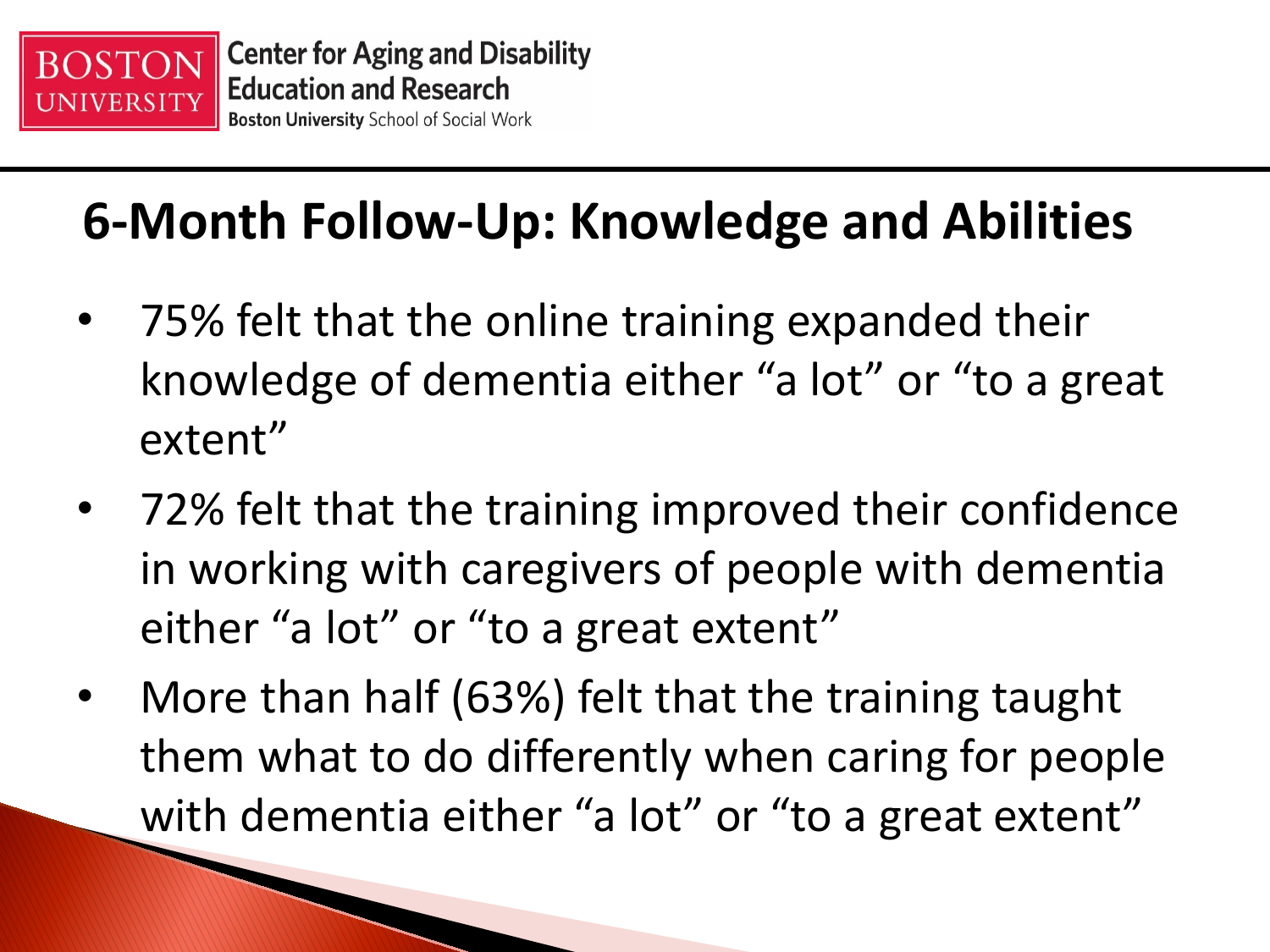## 6-Month Follow-Up: Knowledge and Abilities

- 75% felt that the online training expanded their knowledge of dementia either “a lot” or “to a great extent”
- 72% felt that the training improved their confidence in working with caregivers of people with dementia either “a lot” or “to a great extent”
- More than half (63%) felt that the training taught them what to do differently when caring for people with dementia either “a lot” or “to a great extent”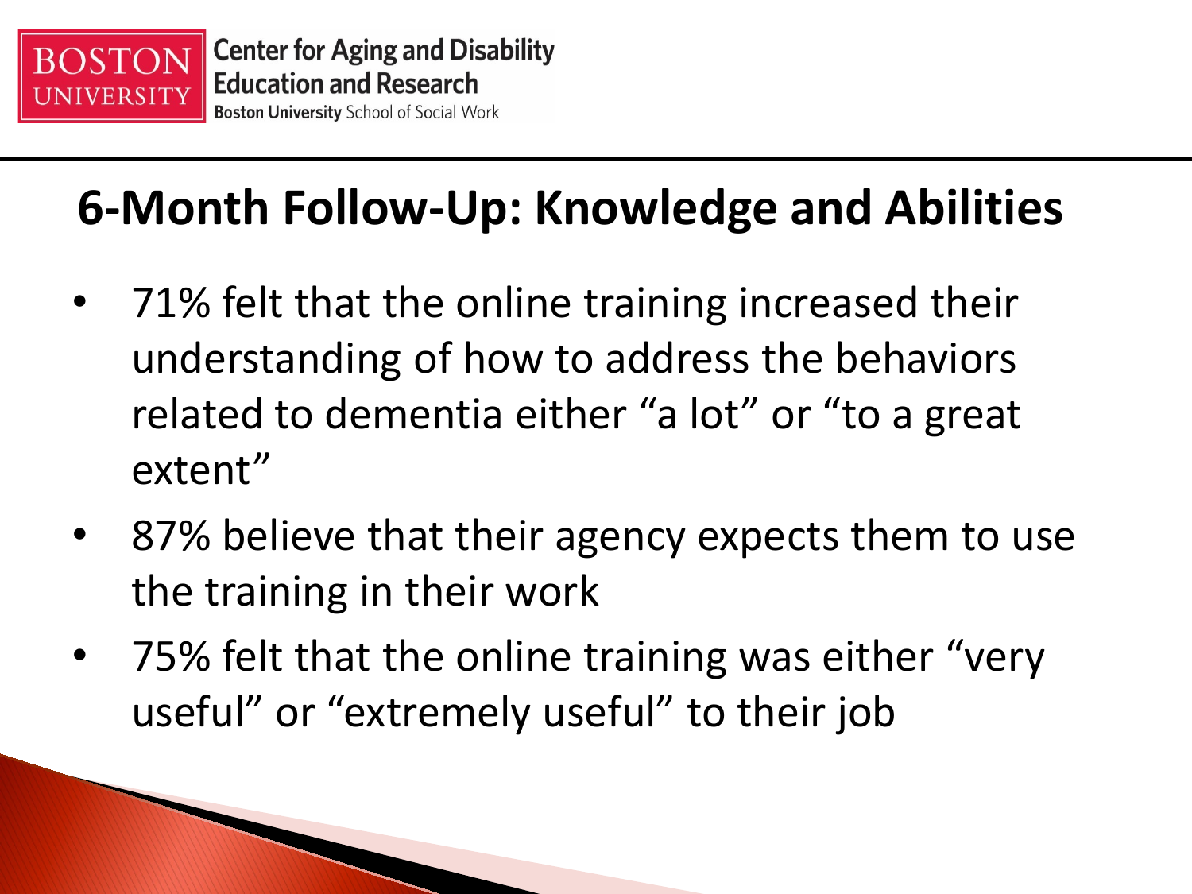# 6-Month Follow-Up: Knowledge and Abilities

- 71% felt that the online training increased their understanding of how to address the behaviors related to dementia either "a lot" or "to a great extent"
- 87% believe that their agency expects them to use the training in their work
- 75% felt that the online training was either "very useful" or "extremely useful" to their job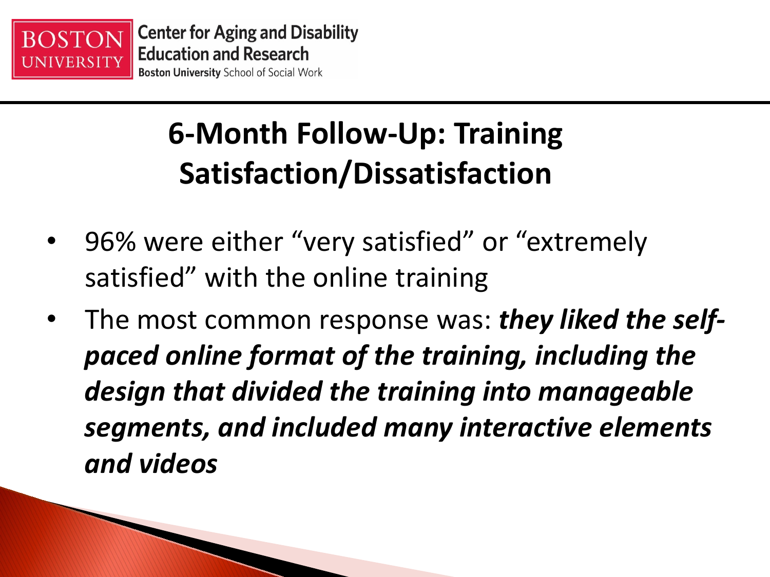# 6-Month Follow-Up: Training Satisfaction/Dissatisfaction

- 96% were either "very satisfied" or "extremely satisfied" with the online training
- The most common response was: ***they liked the self-paced online format of the training, including the design that divided the training into manageable segments, and included many interactive elements and videos***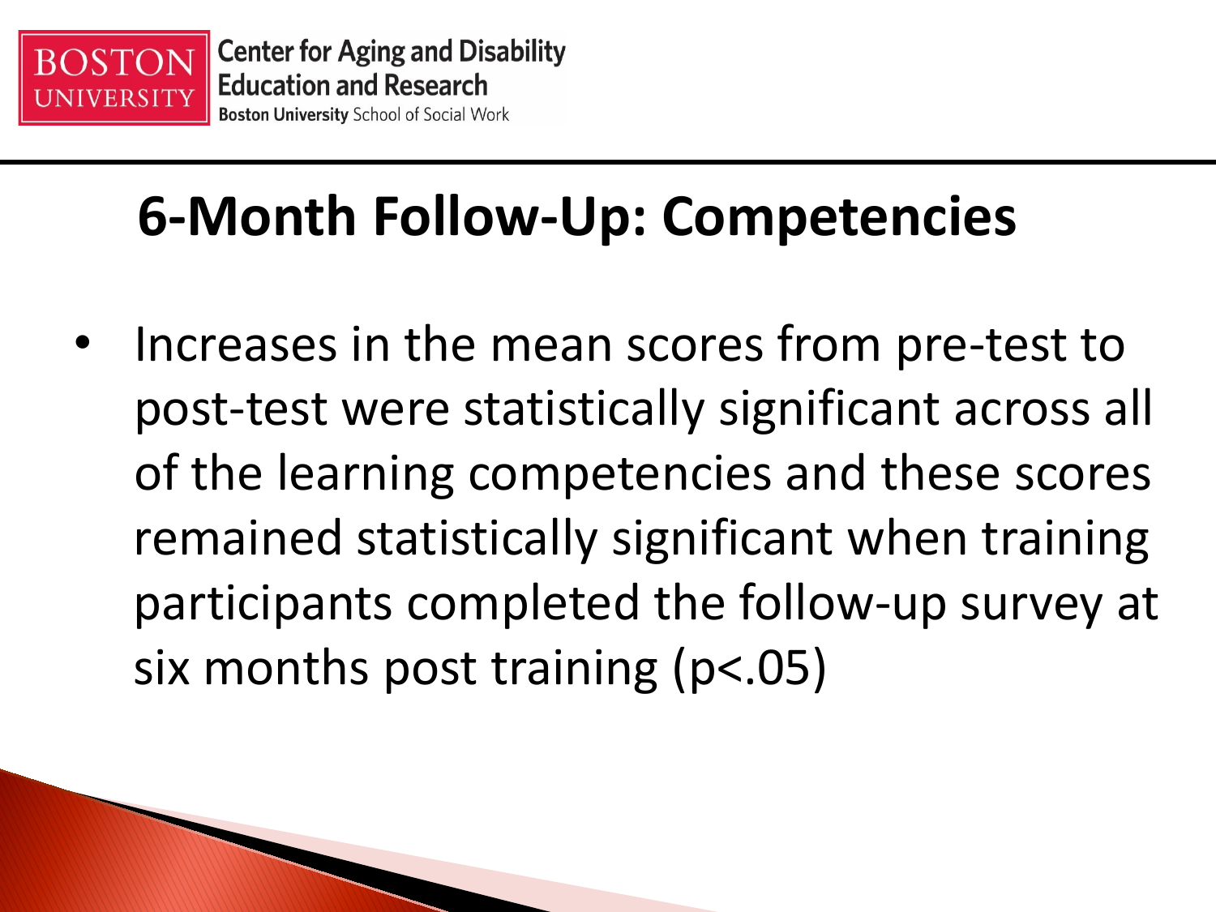# 6-Month Follow-Up: Competencies

- Increases in the mean scores from pre-test to post-test were statistically significant across all of the learning competencies and these scores remained statistically significant when training participants completed the follow-up survey at six months post training ($p<.05$)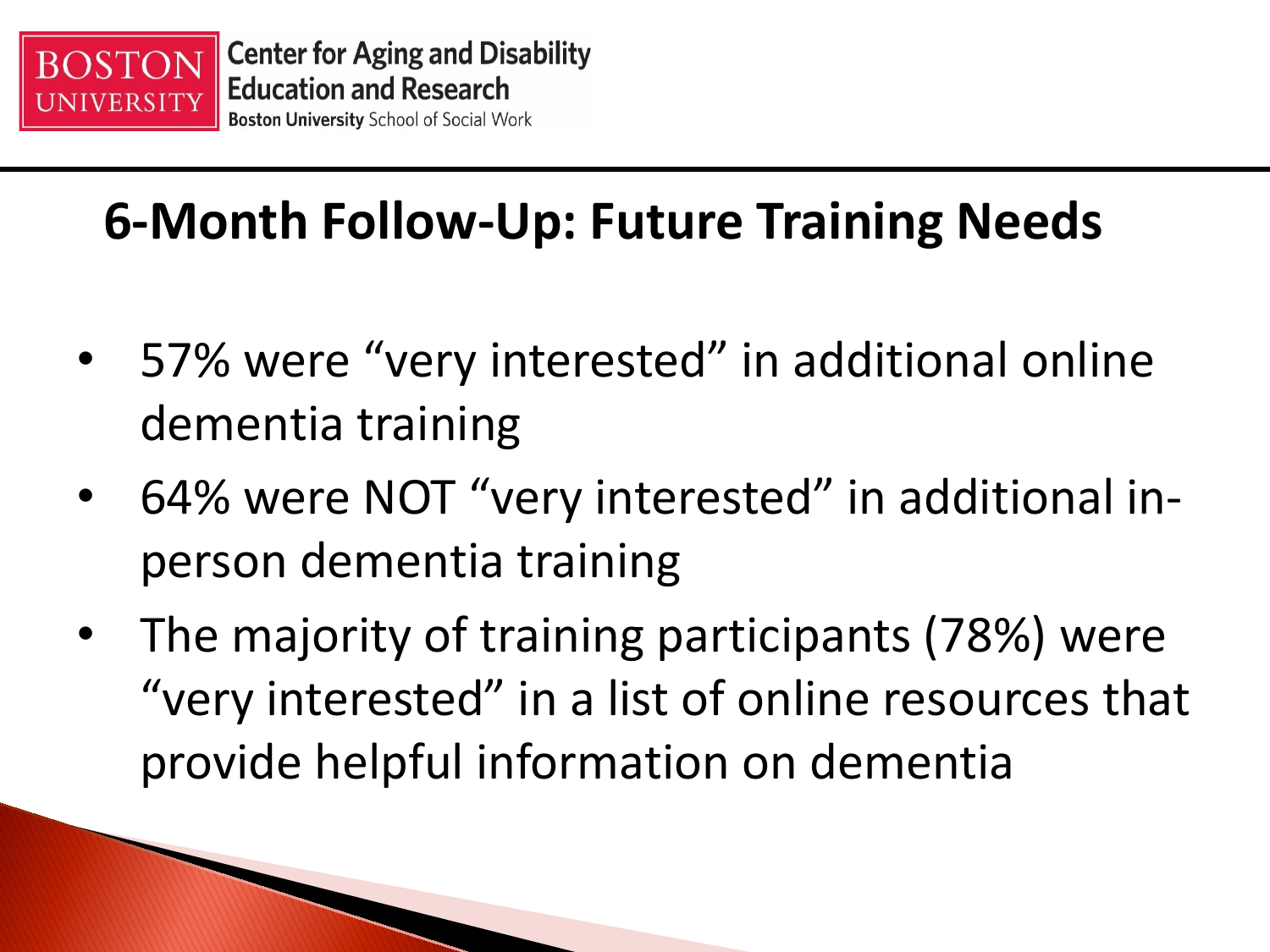## 6-Month Follow-Up: Future Training Needs

- 57% were “very interested” in additional online dementia training
- 64% were NOT “very interested” in additional in-person dementia training
- The majority of training participants (78%) were “very interested” in a list of online resources that provide helpful information on dementia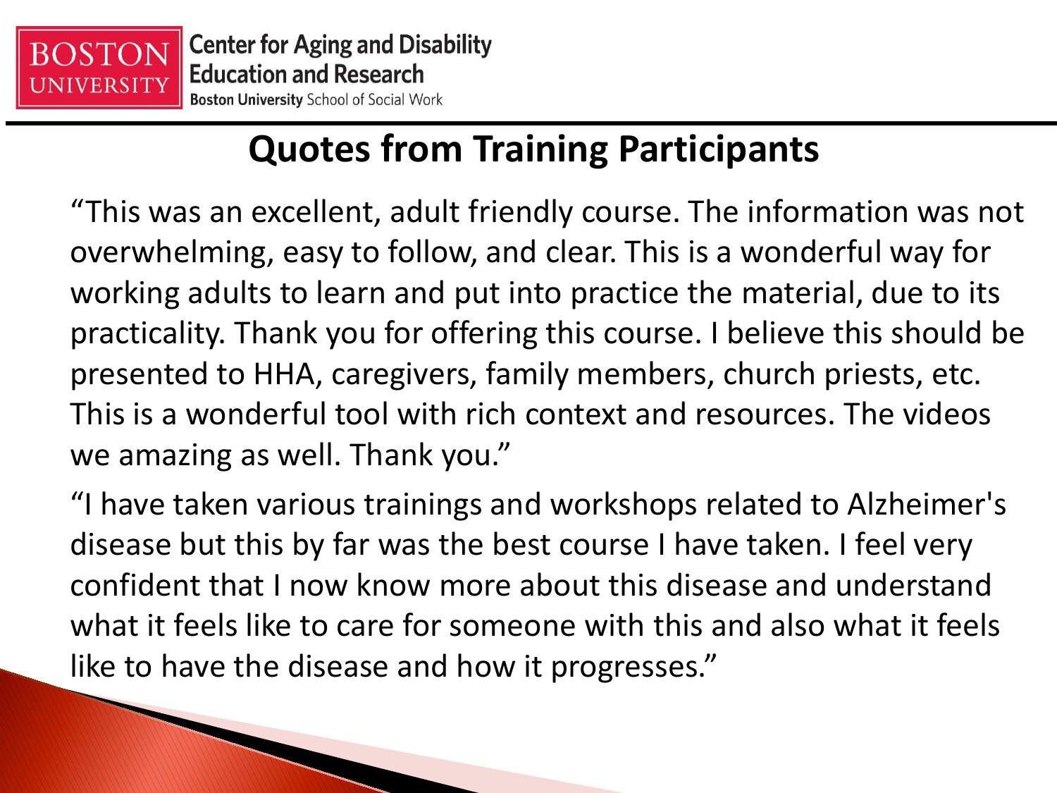## Quotes from Training Participants

"This was an excellent, adult friendly course. The information was not overwhelming, easy to follow, and clear. This is a wonderful way for working adults to learn and put into practice the material, due to its practicality. Thank you for offering this course. I believe this should be presented to HHA, caregivers, family members, church priests, etc. This is a wonderful tool with rich context and resources. The videos we amazing as well. Thank you."

"I have taken various trainings and workshops related to Alzheimer's disease but this by far was the best course I have taken. I feel very confident that I now know more about this disease and understand what it feels like to care for someone with this and also what it feels like to have the disease and how it progresses."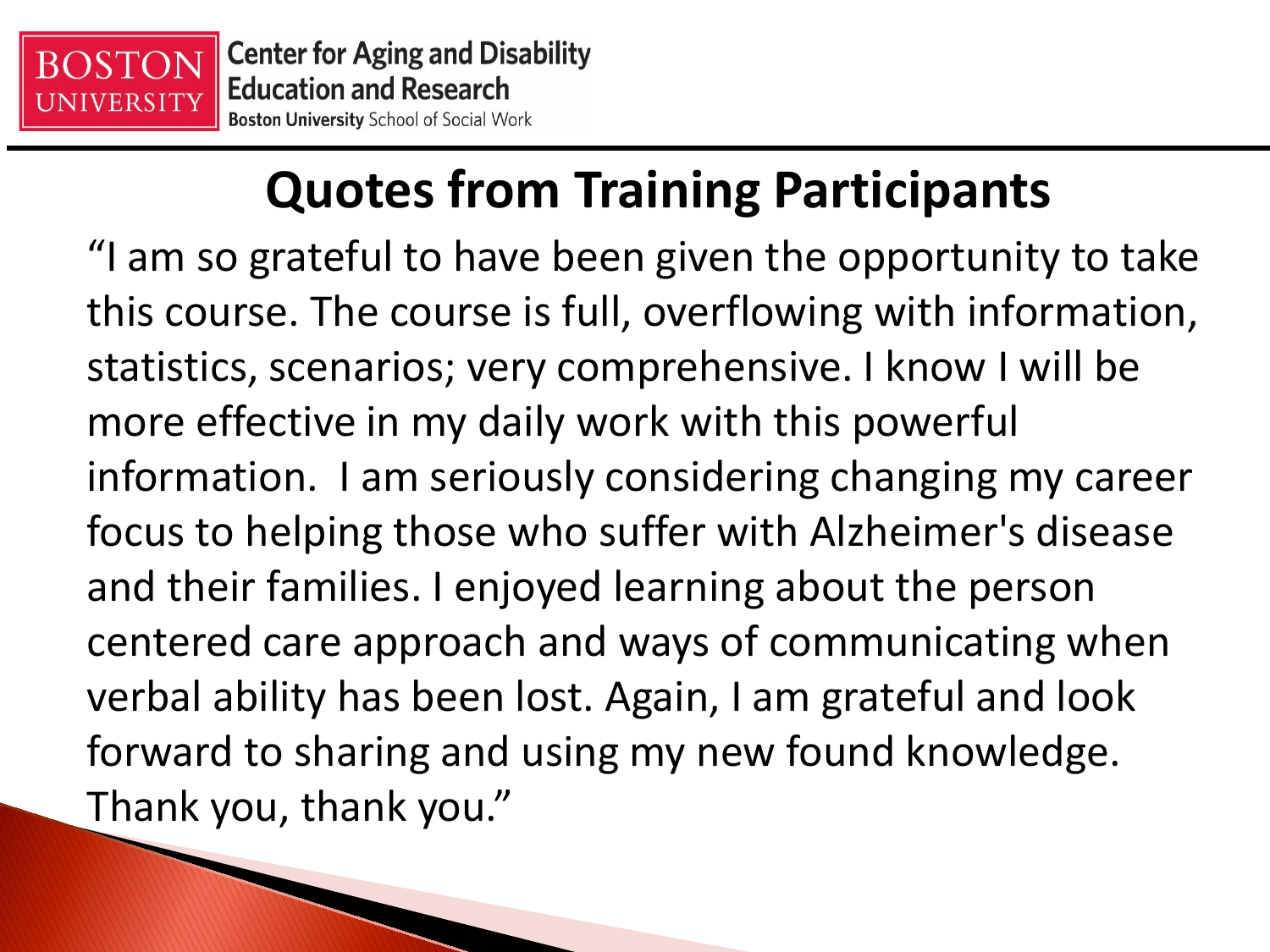## Quotes from Training Participants

"I am so grateful to have been given the opportunity to take this course. The course is full, overflowing with information, statistics, scenarios; very comprehensive. I know I will be more effective in my daily work with this powerful information.  I am seriously considering changing my career focus to helping those who suffer with Alzheimer's disease and their families. I enjoyed learning about the person centered care approach and ways of communicating when verbal ability has been lost. Again, I am grateful and look forward to sharing and using my new found knowledge. Thank you, thank you."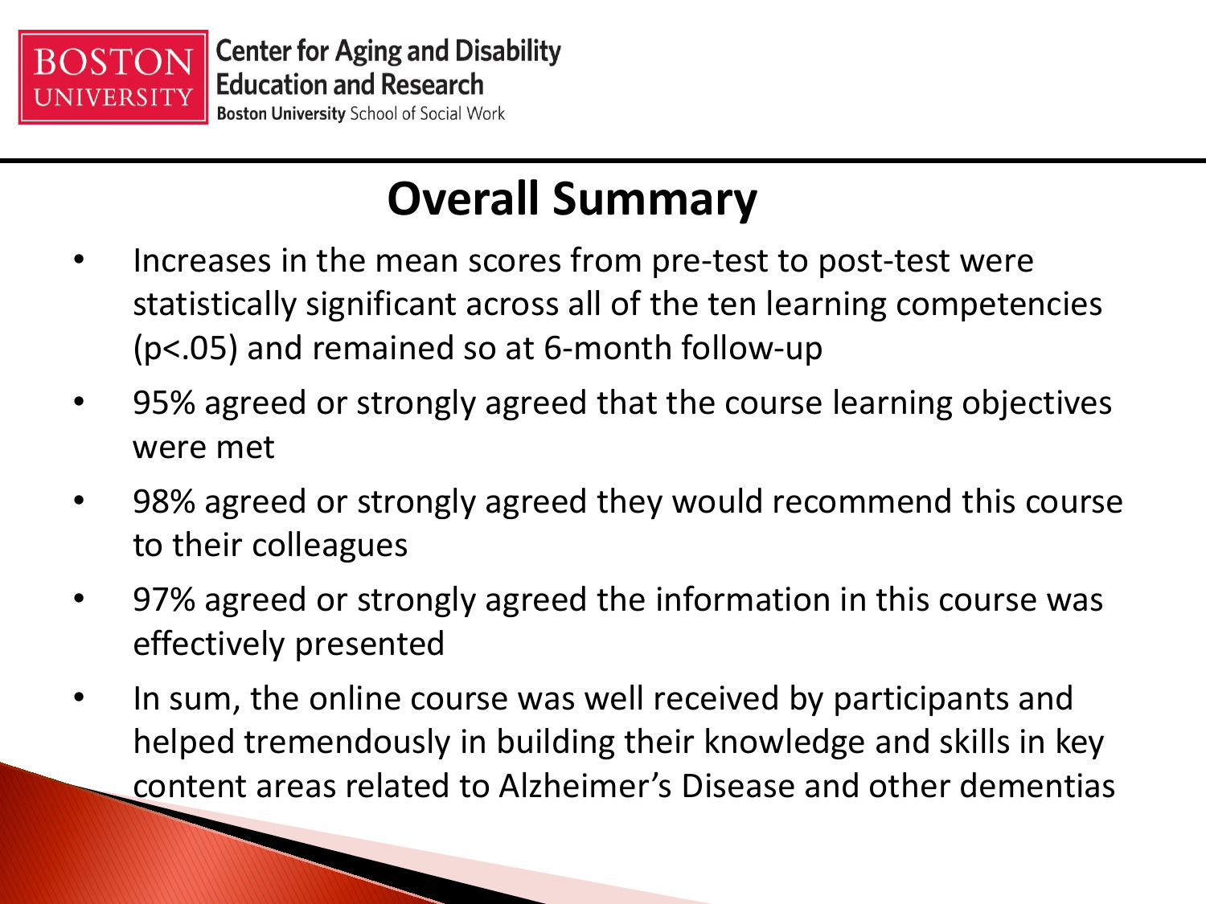# Overall Summary

- Increases in the mean scores from pre-test to post-test were statistically significant across all of the ten learning competencies ($p<.05$) and remained so at 6-month follow-up
- 95% agreed or strongly agreed that the course learning objectives were met
- 98% agreed or strongly agreed they would recommend this course to their colleagues
- 97% agreed or strongly agreed the information in this course was effectively presented
- In sum, the online course was well received by participants and helped tremendously in building their knowledge and skills in key content areas related to Alzheimer's Disease and other dementias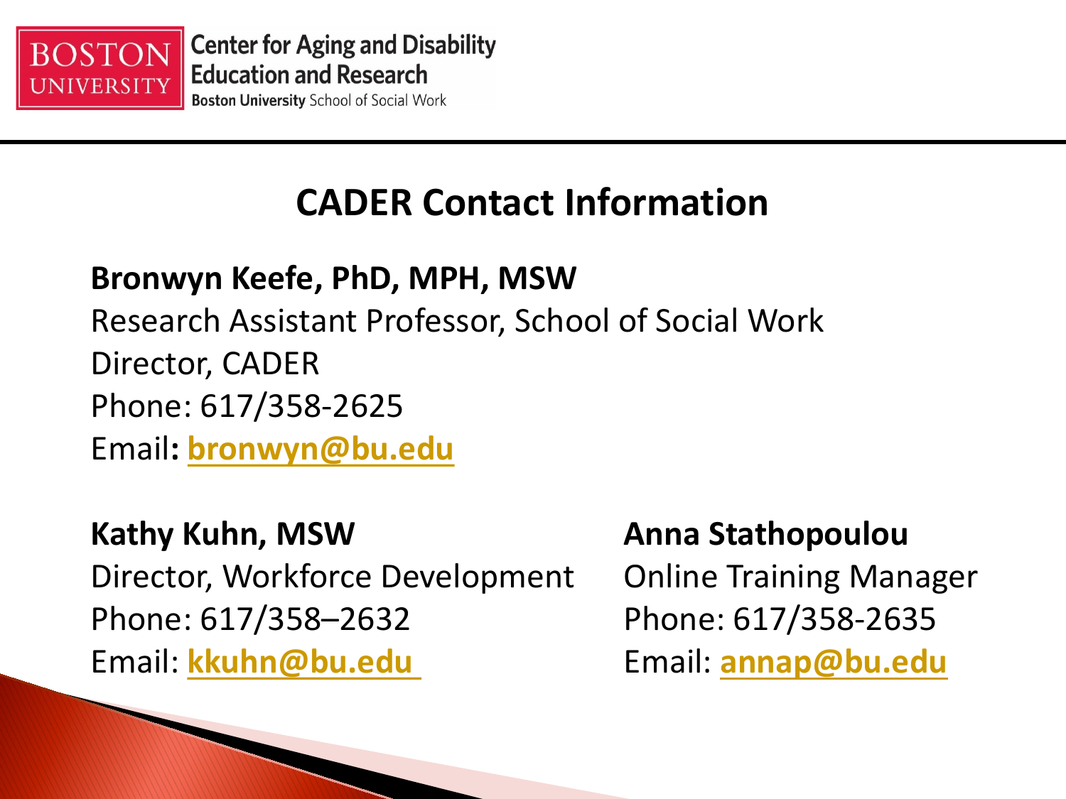# CADER Contact Information

**Bronwyn Keefe, PhD, MPH, MSW**
Research Assistant Professor, School of Social Work
Director, CADER
Phone: 617/358-2625
Email: **bronwyn@bu.edu**

**Kathy Kuhn, MSW**
Director, Workforce Development
Phone: 617/358–2632
Email: **kkuhn@bu.edu**

**Anna Stathopoulou**
Online Training Manager
Phone: 617/358-2635
Email: **annap@bu.edu**